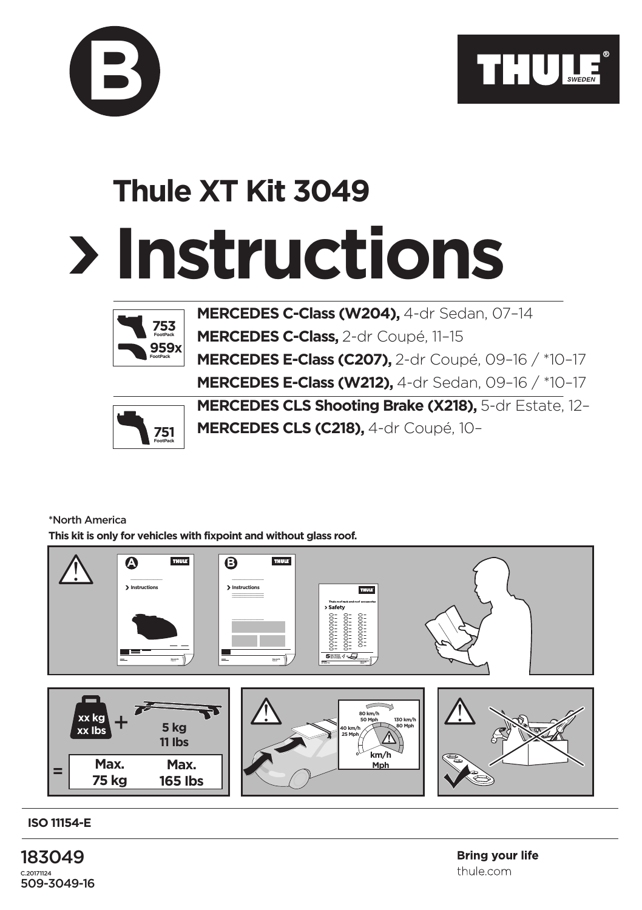B

THULE SWEDEN

# Thule XT Kit 3049

# › Instructions

753 FootPack
959x FootPack

**MERCEDES C-Class (W204),** 4-dr Sedan, 07–14
**MERCEDES C-Class,** 2-dr Coupé, 11–15
**MERCEDES E-Class (C207),** 2-dr Coupé, 09–16 / *10–17
**MERCEDES E-Class (W212),** 4-dr Sedan, 09–16 / *10–17

751 FootPack

**MERCEDES CLS Shooting Brake (X218),** 5-dr Estate, 12–
**MERCEDES CLS (C218),** 4-dr Coupé, 10–

*North America

**This kit is only for vehicles with fixpoint and without glass roof.**

xx kg xx lbs + 5 kg 11 lbs = Max. 75 kg Max. 165 lbs

40 km/h 25 Mph — 80 km/h 50 Mph — 130 km/h 80 Mph — km/h Mph

**ISO 11154-E**

183049
C.20171124
509-3049-16

**Bring your life**
thule.com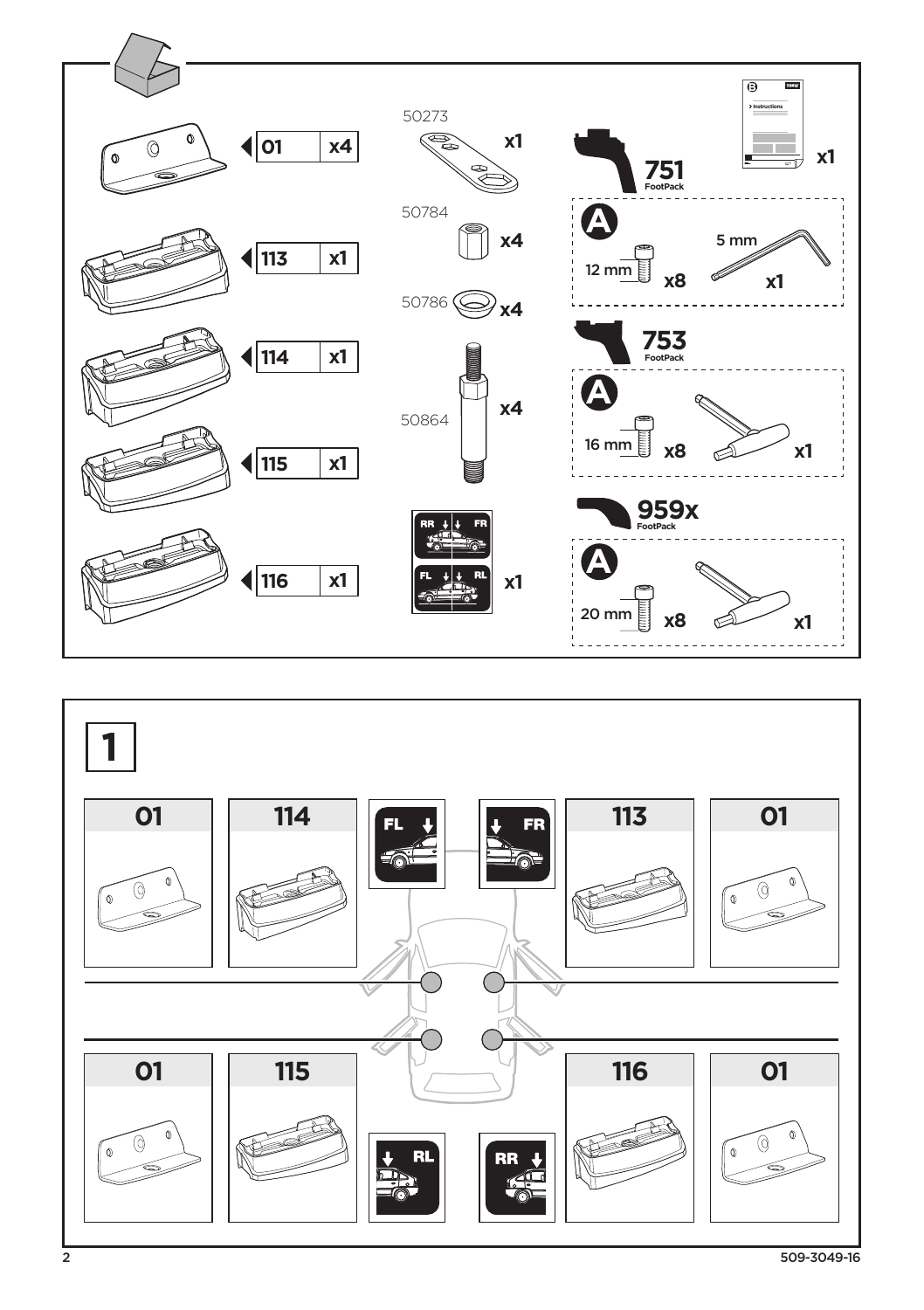| Part | Qty |
| --- | --- |
| 01 | x4 |
| 113 | x1 |
| 114 | x1 |
| 115 | x1 |
| 116 | x1 |

50273 x1

50784 x4

50786 x4

50864 x4

RR FR / FL RL x1

**751** FootPack

A: 12 mm x8, 5 mm x1

x1

**753** FootPack

A: 16 mm x8, x1

**959x** FootPack

A: 20 mm x8, x1

# 1

| Position | Parts |
| --- | --- |
| FL | 01, 114 |
| FR | 113, 01 |
| RL | 01, 115 |
| RR | 116, 01 |

509-3049-16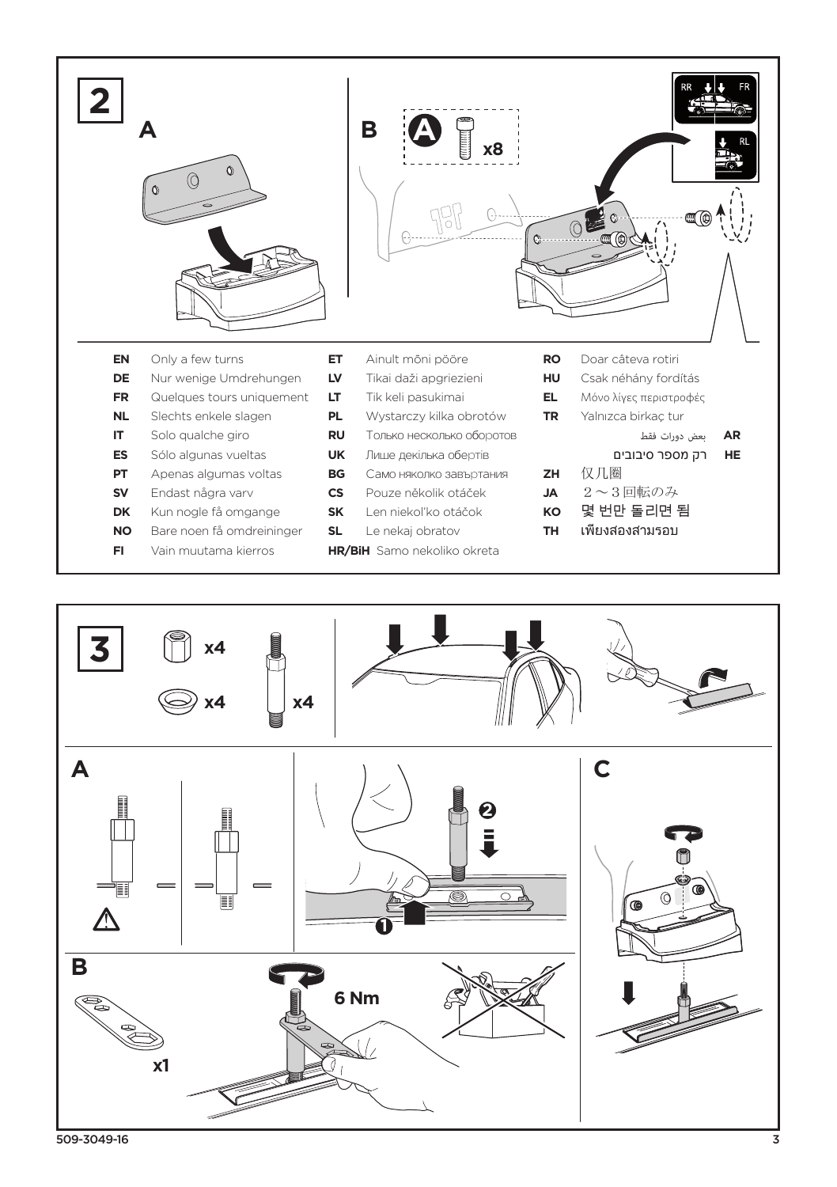## 2

**A**

**B**

A x8

RR FR RL

| | | | | | |
|---|---|---|---|---|---|
| **EN** | Only a few turns | **ET** | Ainult mõni pööre | **RO** | Doar câteva rotiri |
| **DE** | Nur wenige Umdrehungen | **LV** | Tikai daži apgriezieni | **HU** | Csak néhány fordítás |
| **FR** | Quelques tours uniquement | **LT** | Tik keli pasukimai | **EL** | Μόνο λίγες περιστροφές |
| **NL** | Slechts enkele slagen | **PL** | Wystarczy kilka obrotów | **TR** | Yalnızca birkaç tur |
| **IT** | Solo qualche giro | **RU** | Только несколько оборотов | **AR** | بعض دورات فقط |
| **ES** | Sólo algunas vueltas | **UK** | Лише декілька обертів | **HE** | רק מספר סיבובים |
| **PT** | Apenas algumas voltas | **BG** | Само няколко завъртания | **ZH** | 仅几圈 |
| **SV** | Endast några varv | **CS** | Pouze několik otáček | **JA** | 2～3回転のみ |
| **DK** | Kun nogle få omgange | **SK** | Len niekoľko otáčok | **KO** | 몇 번만 돌리면 됨 |
| **NO** | Bare noen få omdreininger | **SL** | Le nekaj obratov | **TH** | เพียงสองสามรอบ |
| **FI** | Vain muutama kierros | **HR/BiH** | Samo nekoliko okreta | | |

## 3

x4 x4 x4

**A**

❶ ❷

**B**

6 Nm

x1

**C**

509-3049-16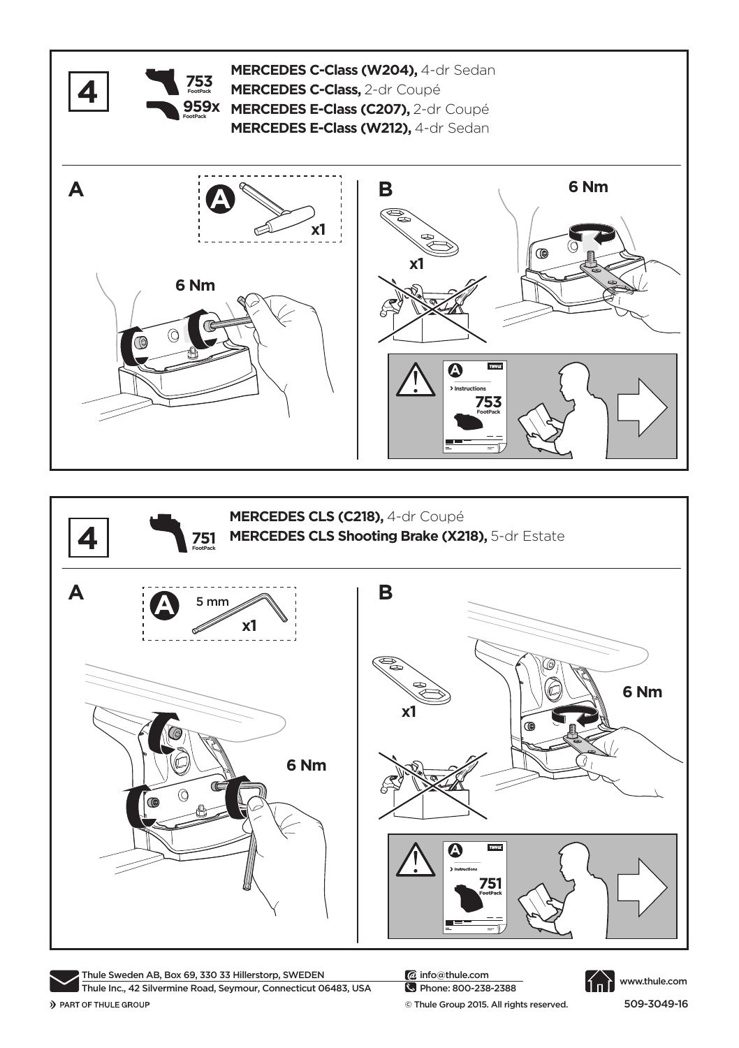## 4

753 FootPack
959x FootPack

**MERCEDES C-Class (W204),** 4-dr Sedan
**MERCEDES C-Class,** 2-dr Coupé
**MERCEDES E-Class (C207),** 2-dr Coupé
**MERCEDES E-Class (W212),** 4-dr Sedan

**A**

A x1

6 Nm

**B**

x1

6 Nm

A THULE
> Instructions
753
FootPack

## 4

751 FootPack

**MERCEDES CLS (C218),** 4-dr Coupé
**MERCEDES CLS Shooting Brake (X218),** 5-dr Estate

**A**

A 5 mm x1

6 Nm

**B**

x1

6 Nm

A THULE
> Instructions
751
FootPack

Thule Sweden AB, Box 69, 330 33 Hillerstorp, SWEDEN
Thule Inc., 42 Silvermine Road, Seymour, Connecticut 06483, USA

info@thule.com
Phone: 800-238-2388

www.thule.com

PART OF THULE GROUP

© Thule Group 2015. All rights reserved.

509-3049-16